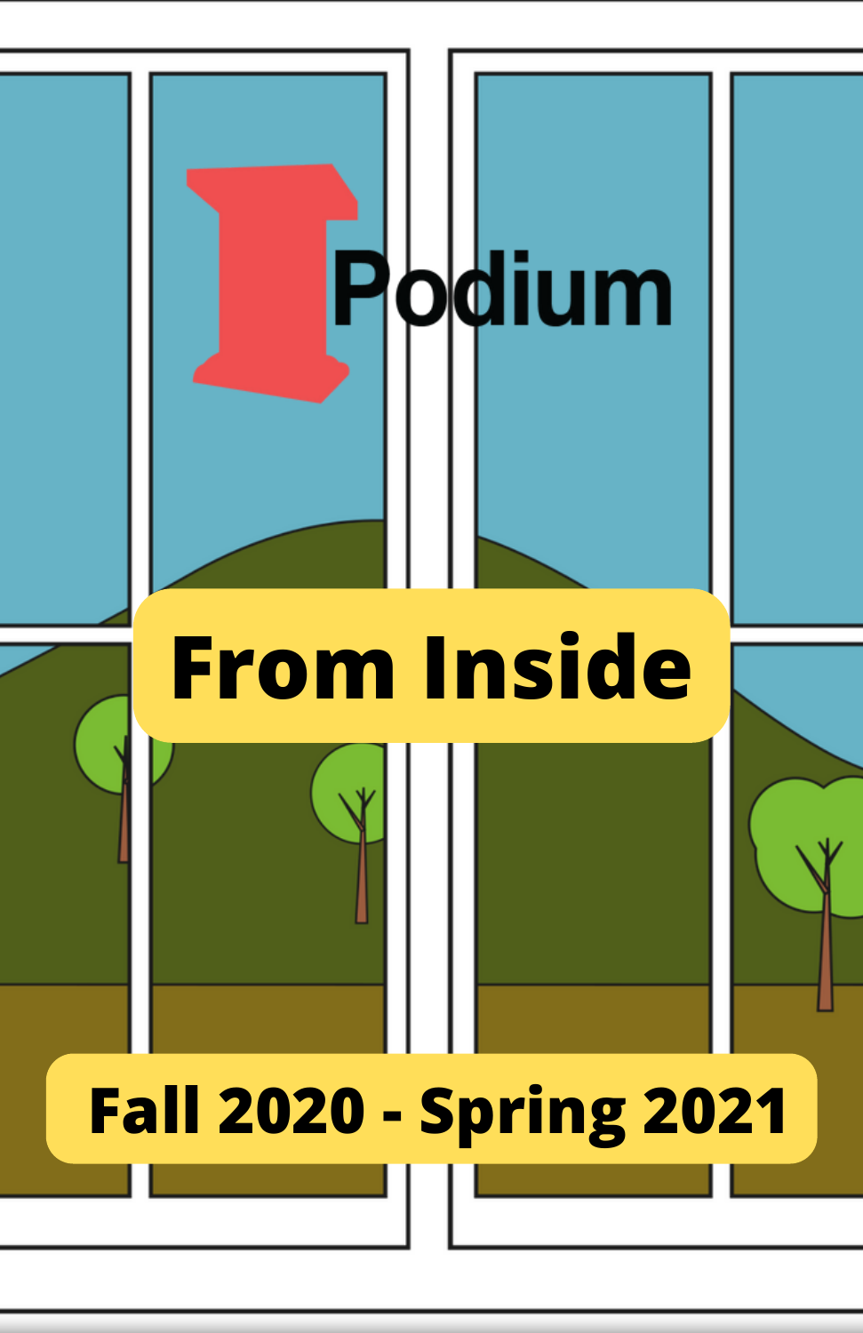# Podium

## From Inside

**Fall 2020 - Spring 2021**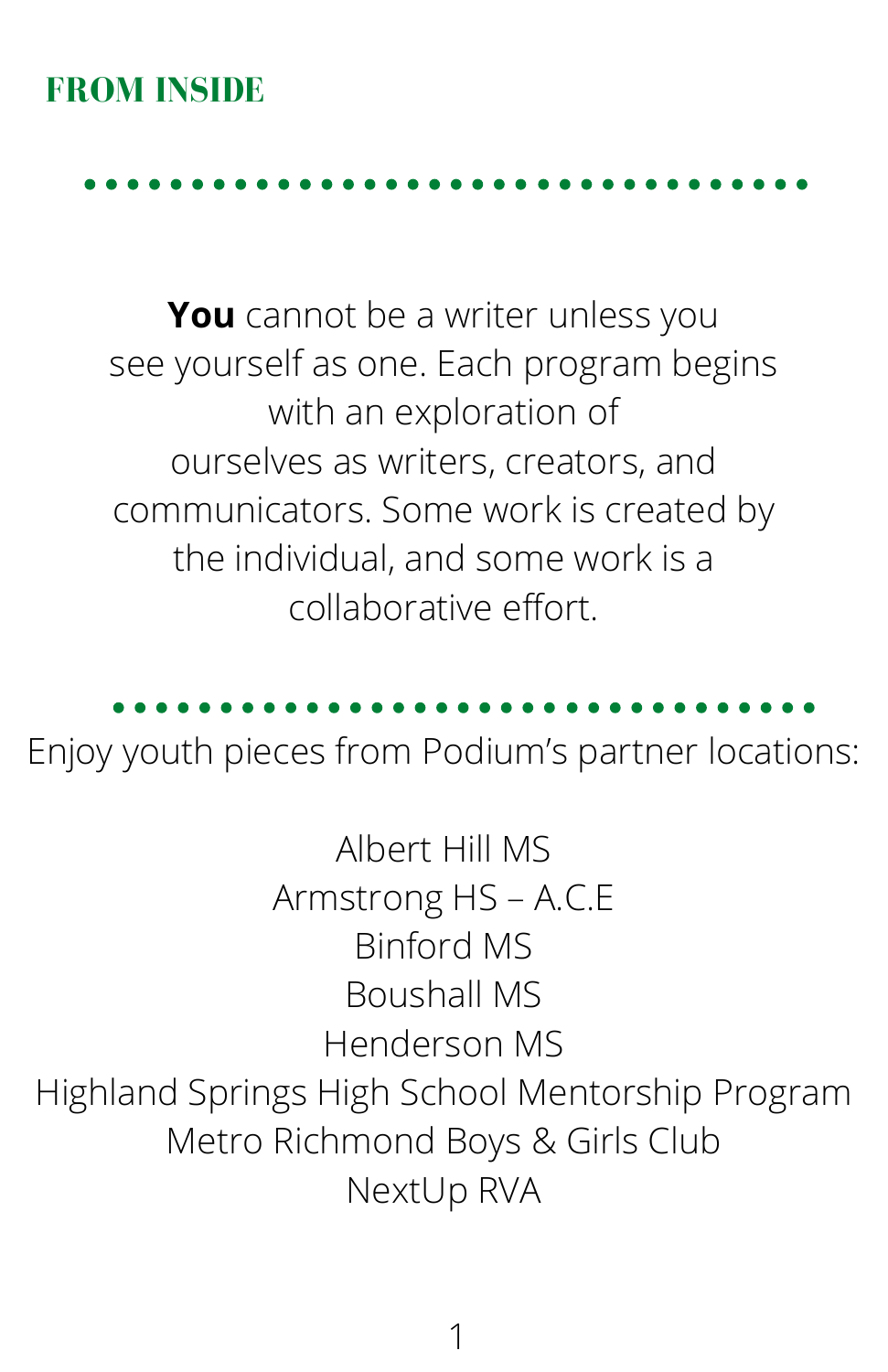## FROM INSIDE

**You** cannot be a writer unless you see yourself as one. Each program begins with an exploration of ourselves as writers, creators, and communicators. Some work is created by the individual, and some work is a collaborative effort.

Enjoy youth pieces from Podium's partner locations:

Albert Hill MS
Armstrong HS – A.C.E
Binford MS
Boushall MS
Henderson MS
Highland Springs High School Mentorship Program
Metro Richmond Boys & Girls Club
NextUp RVA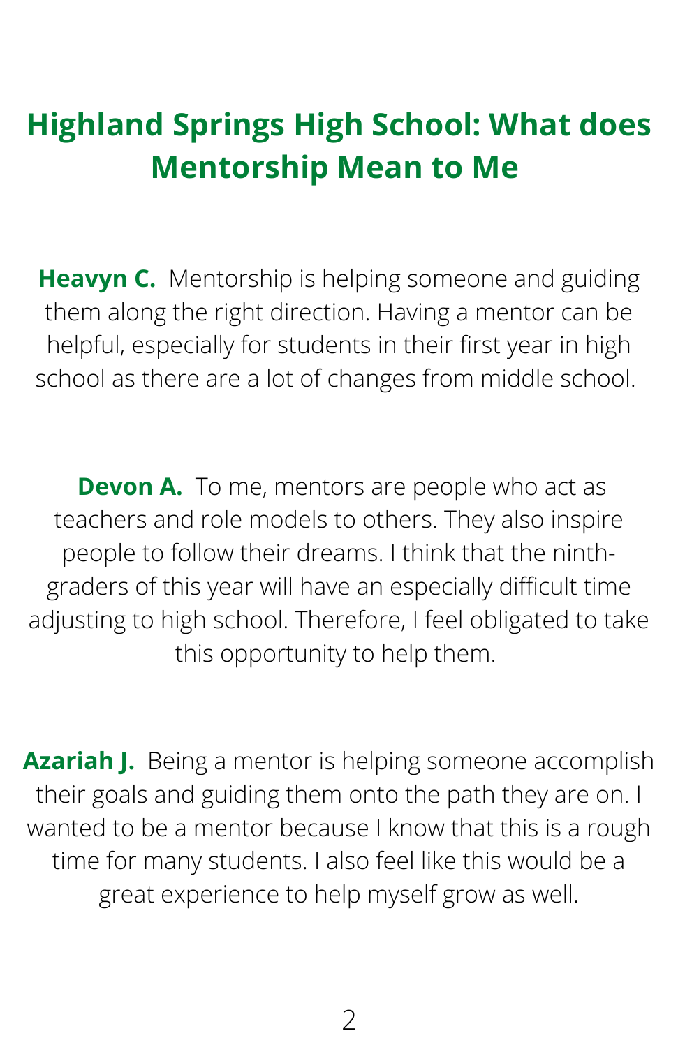# Highland Springs High School: What does Mentorship Mean to Me

**Heavyn C.** Mentorship is helping someone and guiding them along the right direction. Having a mentor can be helpful, especially for students in their first year in high school as there are a lot of changes from middle school.

**Devon A.** To me, mentors are people who act as teachers and role models to others. They also inspire people to follow their dreams. I think that the ninth-graders of this year will have an especially difficult time adjusting to high school. Therefore, I feel obligated to take this opportunity to help them.

**Azariah J.** Being a mentor is helping someone accomplish their goals and guiding them onto the path they are on. I wanted to be a mentor because I know that this is a rough time for many students. I also feel like this would be a great experience to help myself grow as well.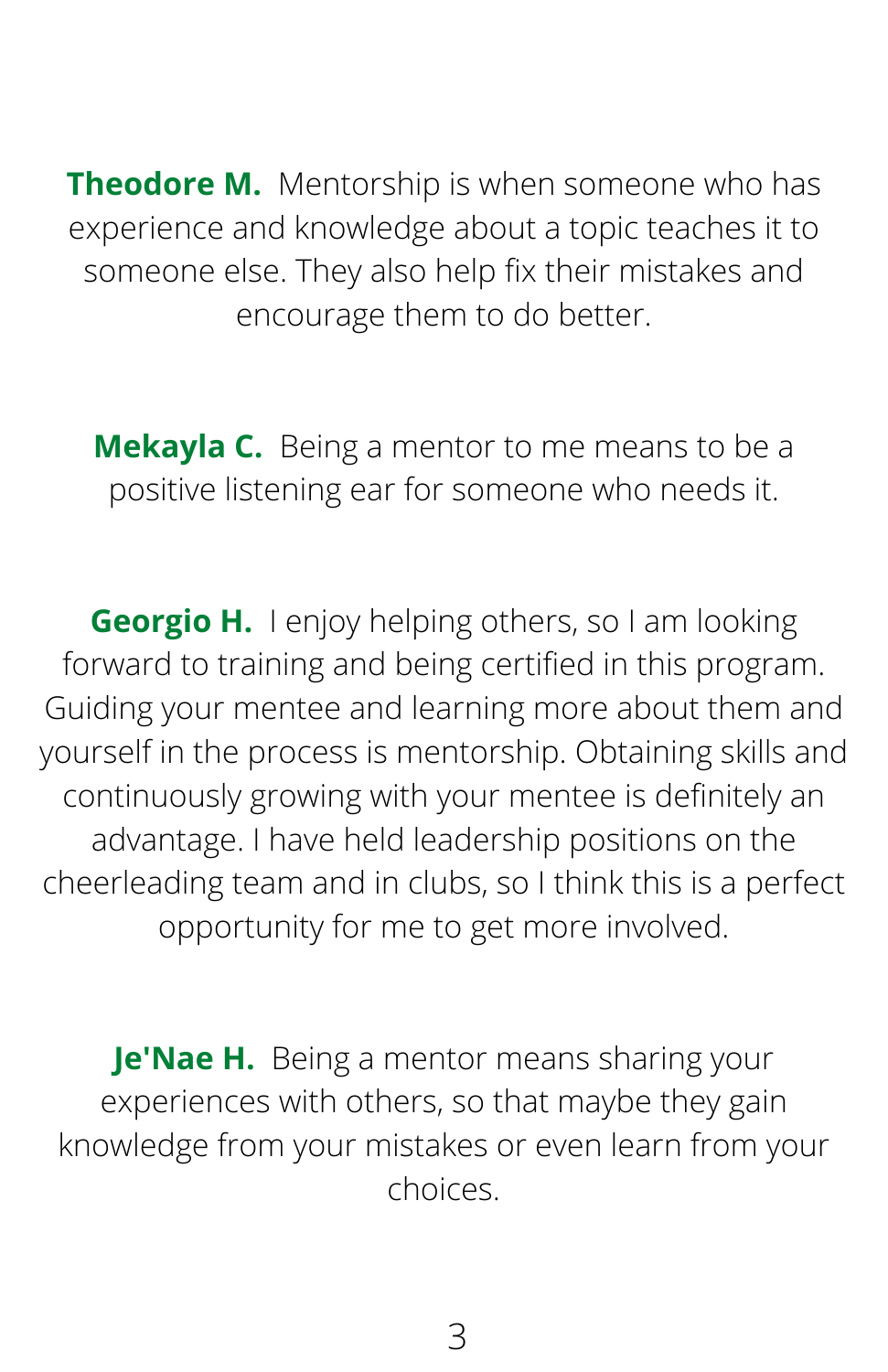**Theodore M.** Mentorship is when someone who has experience and knowledge about a topic teaches it to someone else. They also help fix their mistakes and encourage them to do better.

**Mekayla C.** Being a mentor to me means to be a positive listening ear for someone who needs it.

**Georgio H.** I enjoy helping others, so I am looking forward to training and being certified in this program. Guiding your mentee and learning more about them and yourself in the process is mentorship. Obtaining skills and continuously growing with your mentee is definitely an advantage. I have held leadership positions on the cheerleading team and in clubs, so I think this is a perfect opportunity for me to get more involved.

**Je'Nae H.** Being a mentor means sharing your experiences with others, so that maybe they gain knowledge from your mistakes or even learn from your choices.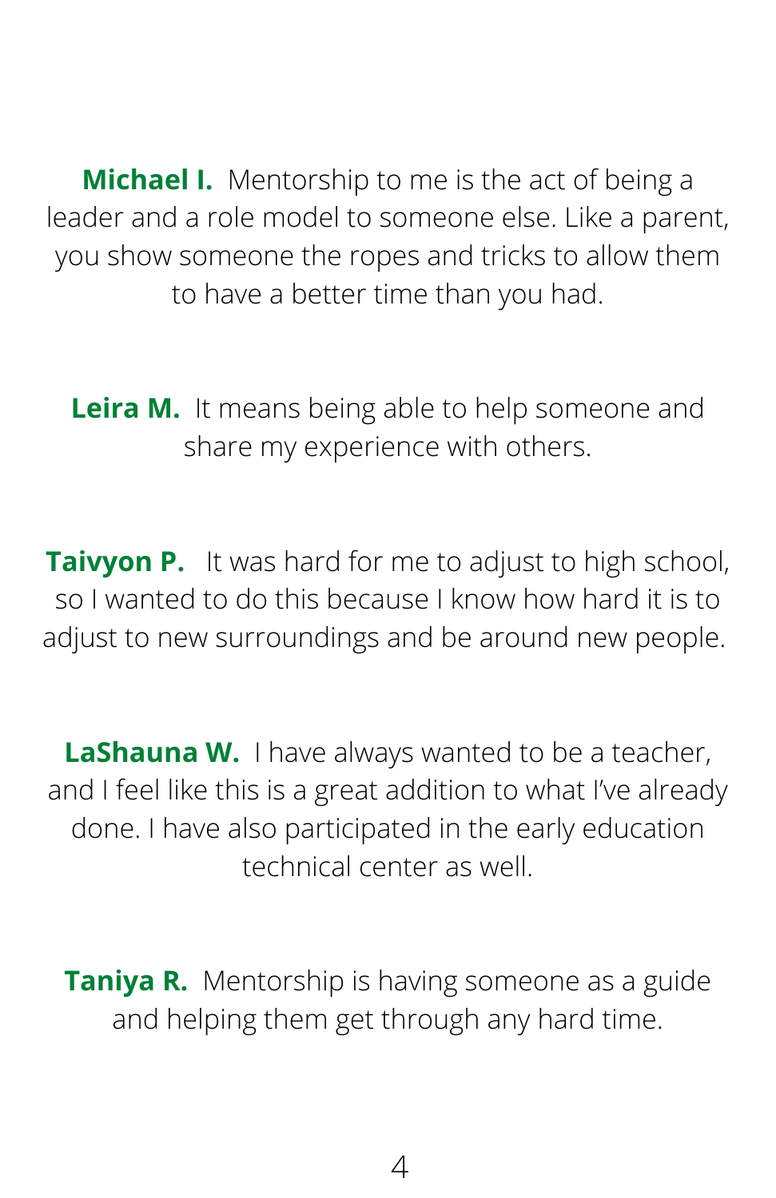**Michael I.** Mentorship to me is the act of being a leader and a role model to someone else. Like a parent, you show someone the ropes and tricks to allow them to have a better time than you had.

**Leira M.** It means being able to help someone and share my experience with others.

**Taivyon P.** It was hard for me to adjust to high school, so I wanted to do this because I know how hard it is to adjust to new surroundings and be around new people.

**LaShauna W.** I have always wanted to be a teacher, and I feel like this is a great addition to what I've already done. I have also participated in the early education technical center as well.

**Taniya R.** Mentorship is having someone as a guide and helping them get through any hard time.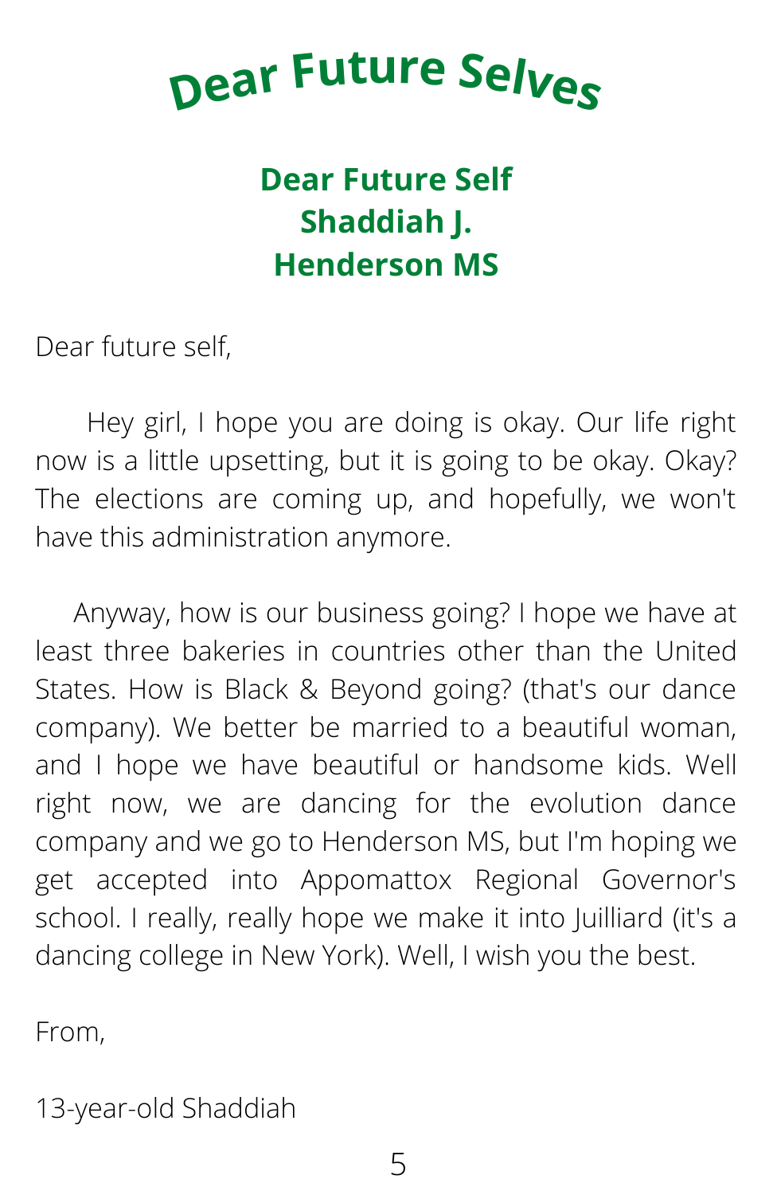# Dear Future Selves

## Dear Future Self
## Shaddiah J.
## Henderson MS

Dear future self,

Hey girl, I hope you are doing is okay. Our life right now is a little upsetting, but it is going to be okay. Okay? The elections are coming up, and hopefully, we won't have this administration anymore.

Anyway, how is our business going? I hope we have at least three bakeries in countries other than the United States. How is Black & Beyond going? (that's our dance company). We better be married to a beautiful woman, and I hope we have beautiful or handsome kids. Well right now, we are dancing for the evolution dance company and we go to Henderson MS, but I'm hoping we get accepted into Appomattox Regional Governor's school. I really, really hope we make it into Juilliard (it's a dancing college in New York). Well, I wish you the best.

From,

13-year-old Shaddiah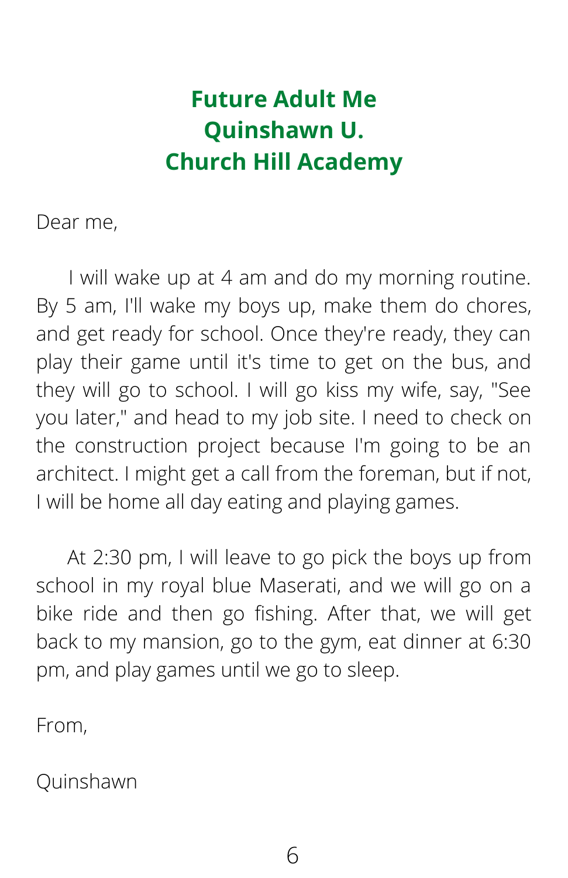# Future Adult Me
## Quinshawn U.
## Church Hill Academy

Dear me,

I will wake up at 4 am and do my morning routine. By 5 am, I'll wake my boys up, make them do chores, and get ready for school. Once they're ready, they can play their game until it's time to get on the bus, and they will go to school. I will go kiss my wife, say, "See you later," and head to my job site. I need to check on the construction project because I'm going to be an architect. I might get a call from the foreman, but if not, I will be home all day eating and playing games.

At 2:30 pm, I will leave to go pick the boys up from school in my royal blue Maserati, and we will go on a bike ride and then go fishing. After that, we will get back to my mansion, go to the gym, eat dinner at 6:30 pm, and play games until we go to sleep.

From,

Quinshawn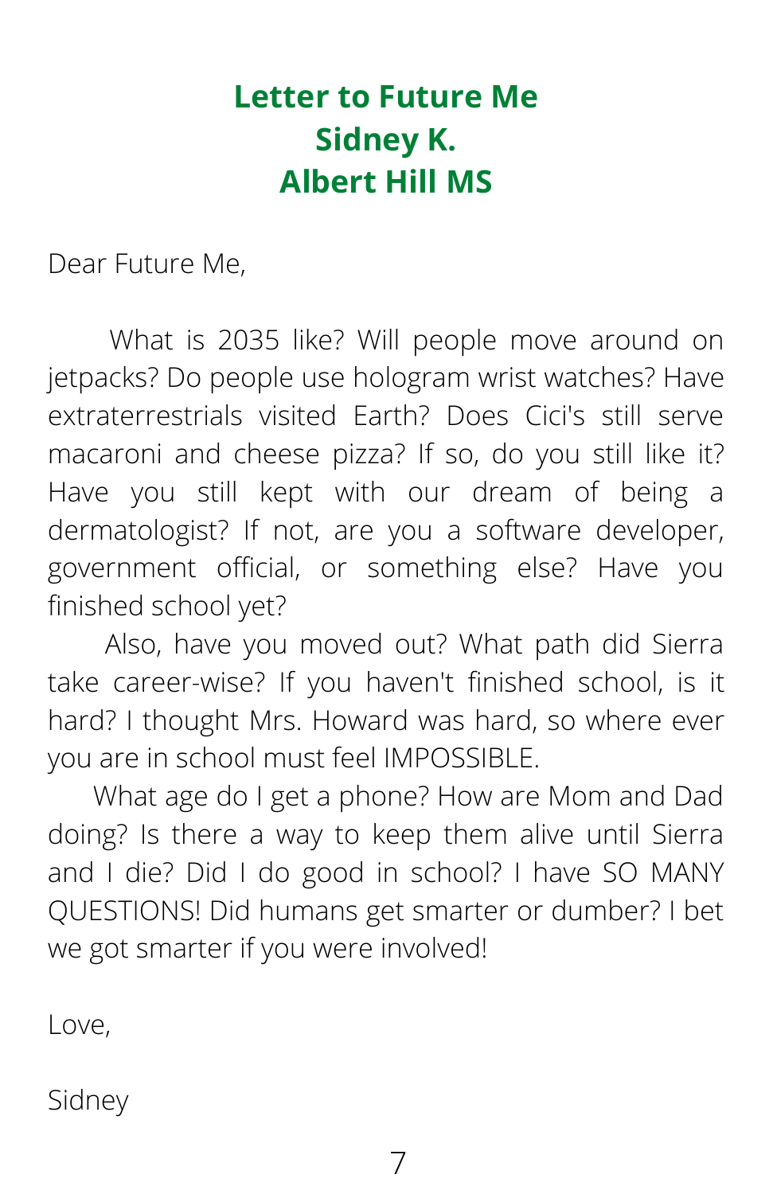# Letter to Future Me
## Sidney K.
## Albert Hill MS

Dear Future Me,

What is 2035 like? Will people move around on jetpacks? Do people use hologram wrist watches? Have extraterrestrials visited Earth? Does Cici's still serve macaroni and cheese pizza? If so, do you still like it? Have you still kept with our dream of being a dermatologist? If not, are you a software developer, government official, or something else? Have you finished school yet?

Also, have you moved out? What path did Sierra take career-wise? If you haven't finished school, is it hard? I thought Mrs. Howard was hard, so where ever you are in school must feel IMPOSSIBLE.

What age do I get a phone? How are Mom and Dad doing? Is there a way to keep them alive until Sierra and I die? Did I do good in school? I have SO MANY QUESTIONS! Did humans get smarter or dumber? I bet we got smarter if you were involved!

Love,

Sidney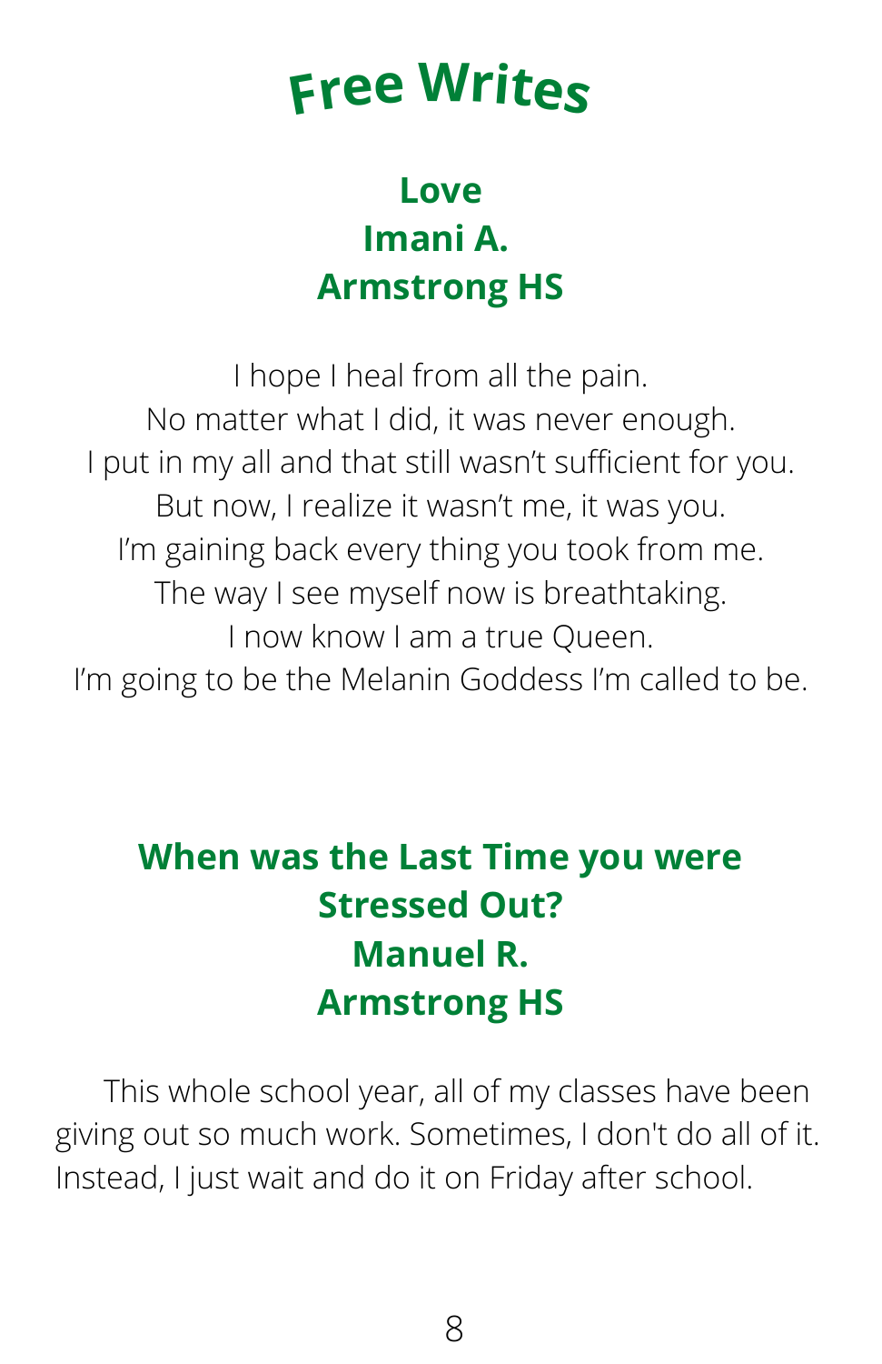# Free Writes

## Love
**Imani A.**
**Armstrong HS**

I hope I heal from all the pain.
No matter what I did, it was never enough.
I put in my all and that still wasn't sufficient for you.
But now, I realize it wasn't me, it was you.
I'm gaining back every thing you took from me.
The way I see myself now is breathtaking.
I now know I am a true Queen.
I'm going to be the Melanin Goddess I'm called to be.

## When was the Last Time you were Stressed Out?
**Manuel R.**
**Armstrong HS**

This whole school year, all of my classes have been giving out so much work. Sometimes, I don't do all of it. Instead, I just wait and do it on Friday after school.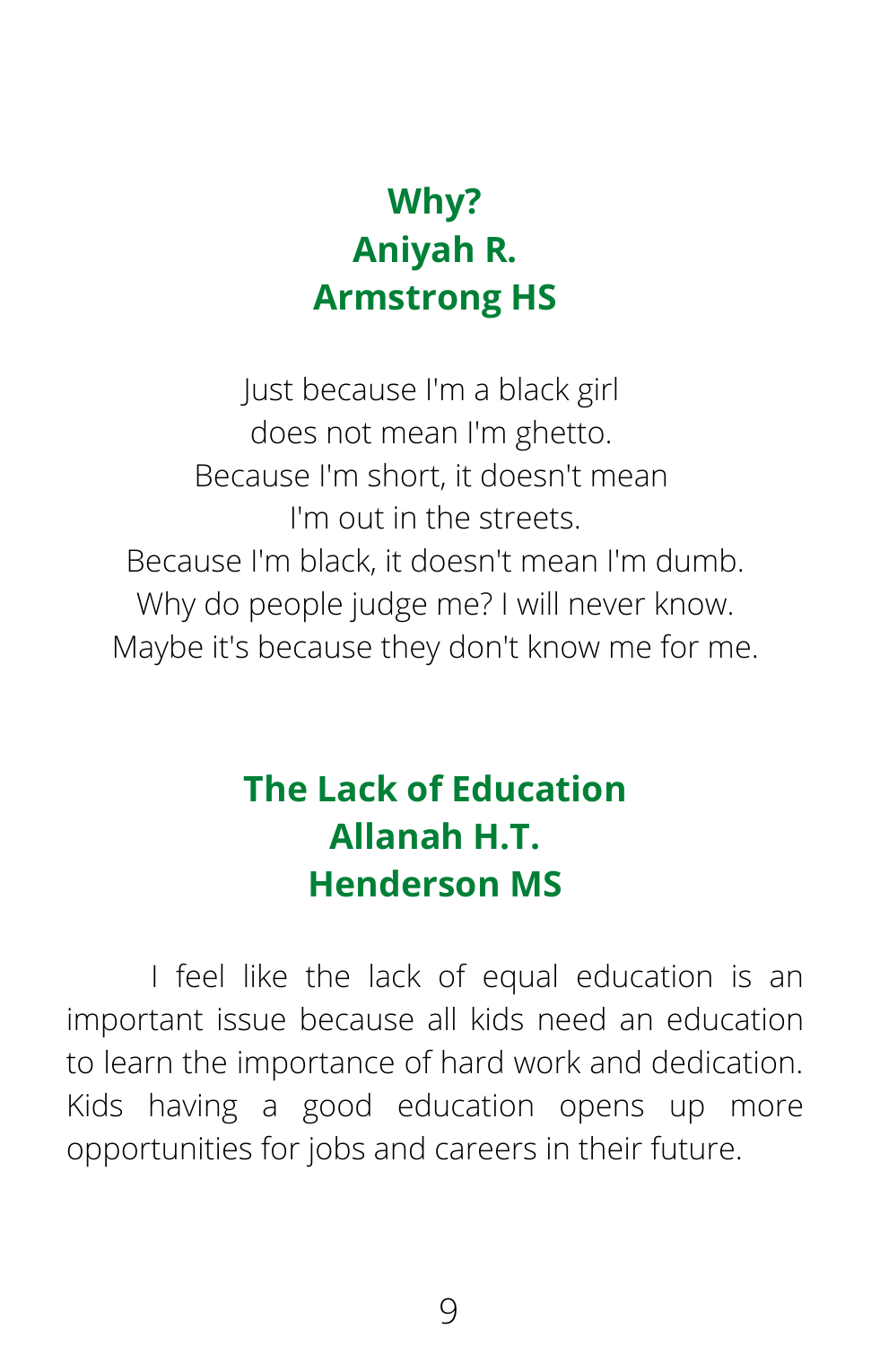## Why?
## Aniyah R.
## Armstrong HS

Just because I'm a black girl
does not mean I'm ghetto.
Because I'm short, it doesn't mean
I'm out in the streets.
Because I'm black, it doesn't mean I'm dumb.
Why do people judge me? I will never know.
Maybe it's because they don't know me for me.

## The Lack of Education
## Allanah H.T.
## Henderson MS

I feel like the lack of equal education is an important issue because all kids need an education to learn the importance of hard work and dedication. Kids having a good education opens up more opportunities for jobs and careers in their future.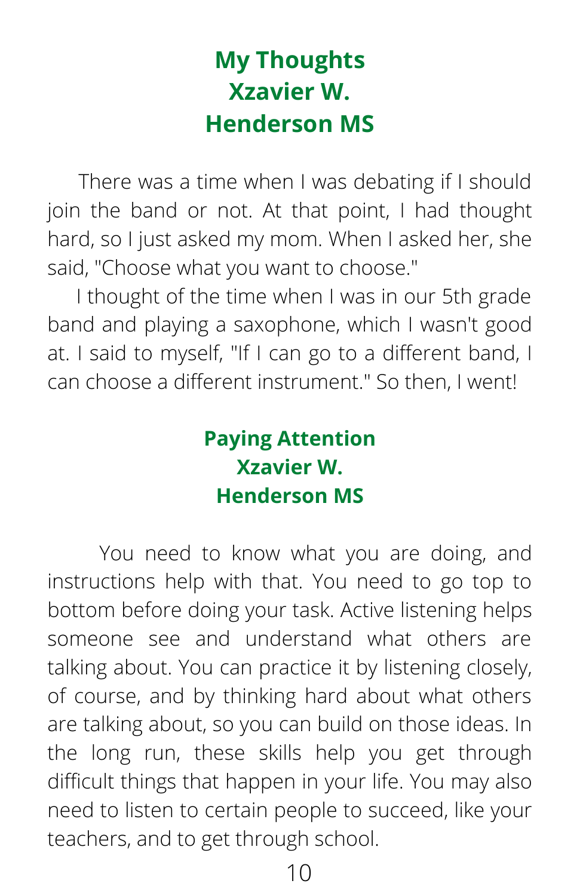## My Thoughts
## Xzavier W.
## Henderson MS

There was a time when I was debating if I should join the band or not. At that point, I had thought hard, so I just asked my mom. When I asked her, she said, "Choose what you want to choose."

I thought of the time when I was in our 5th grade band and playing a saxophone, which I wasn't good at. I said to myself, "If I can go to a different band, I can choose a different instrument." So then, I went!

## Paying Attention
## Xzavier W.
## Henderson MS

You need to know what you are doing, and instructions help with that. You need to go top to bottom before doing your task. Active listening helps someone see and understand what others are talking about. You can practice it by listening closely, of course, and by thinking hard about what others are talking about, so you can build on those ideas. In the long run, these skills help you get through difficult things that happen in your life. You may also need to listen to certain people to succeed, like your teachers, and to get through school.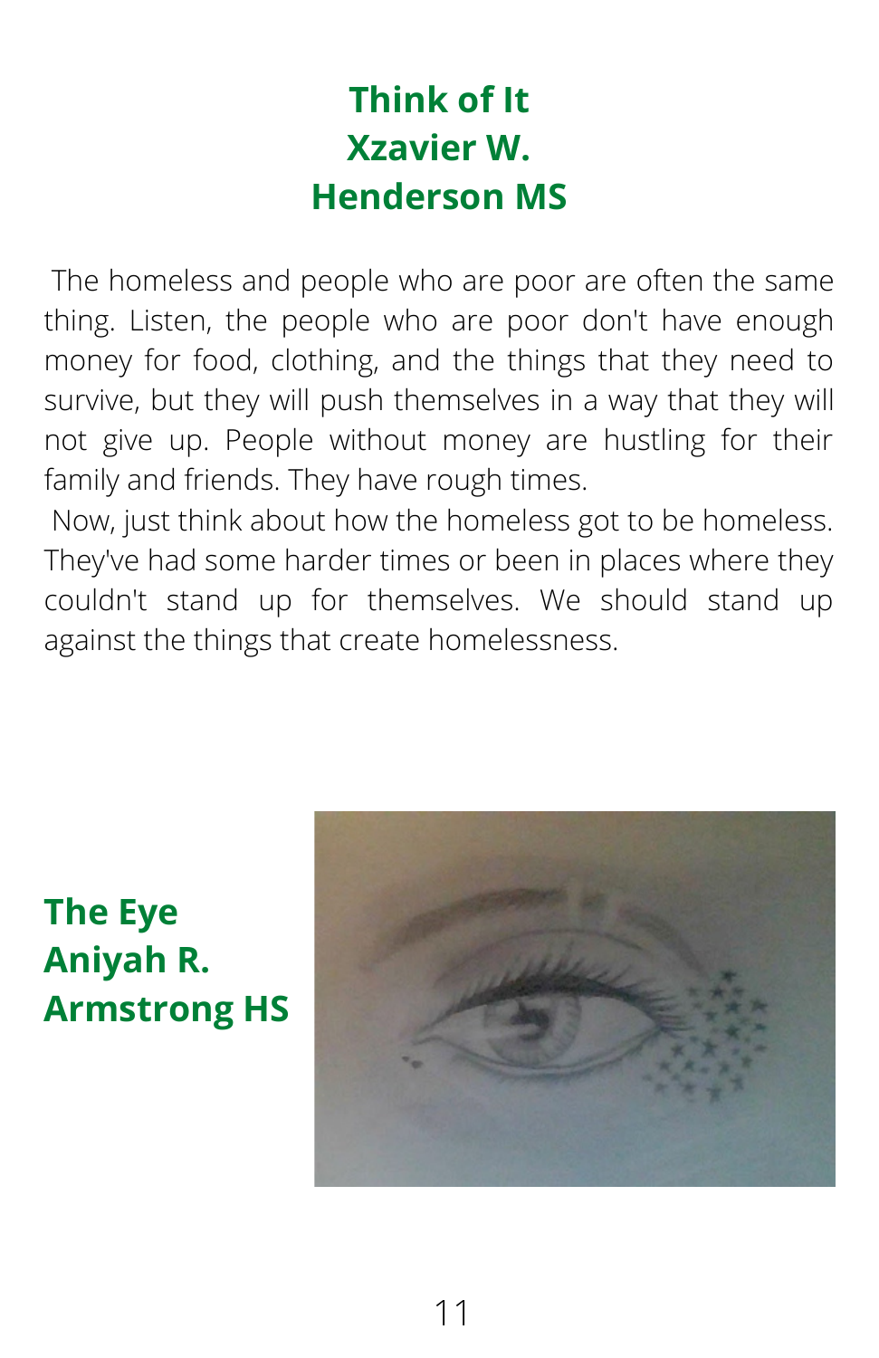## Think of It
## Xzavier W.
## Henderson MS

The homeless and people who are poor are often the same thing. Listen, the people who are poor don't have enough money for food, clothing, and the things that they need to survive, but they will push themselves in a way that they will not give up. People without money are hustling for their family and friends. They have rough times.

Now, just think about how the homeless got to be homeless. They've had some harder times or been in places where they couldn't stand up for themselves. We should stand up against the things that create homelessness.

## The Eye
## Aniyah R.
## Armstrong HS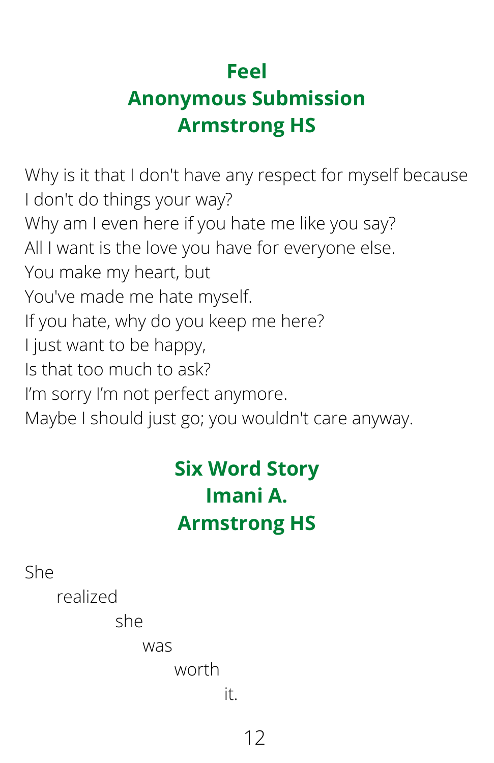## Feel
## Anonymous Submission
## Armstrong HS

Why is it that I don't have any respect for myself because I don't do things your way?
Why am I even here if you hate me like you say?
All I want is the love you have for everyone else.
You make my heart, but
You've made me hate myself.
If you hate, why do you keep me here?
I just want to be happy,
Is that too much to ask?
I'm sorry I'm not perfect anymore.
Maybe I should just go; you wouldn't care anyway.

## Six Word Story
## Imani A.
## Armstrong HS

She
realized
she
was
worth
it.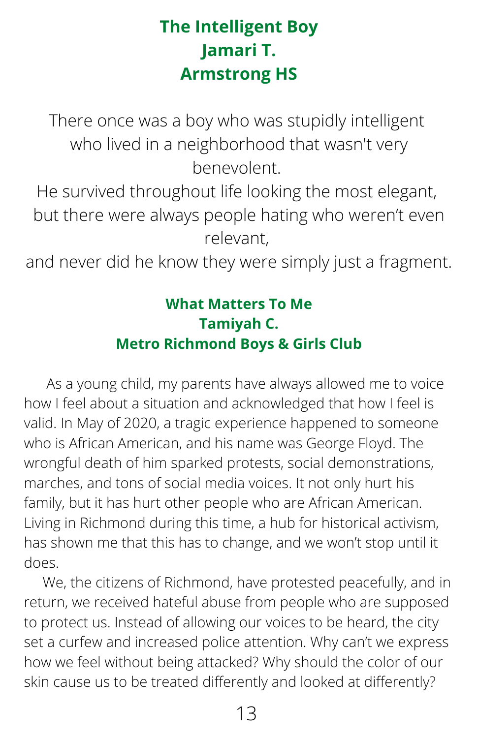## The Intelligent Boy
## Jamari T.
## Armstrong HS

There once was a boy who was stupidly intelligent
who lived in a neighborhood that wasn't very benevolent.
He survived throughout life looking the most elegant,
but there were always people hating who weren't even relevant,
and never did he know they were simply just a fragment.

## What Matters To Me
## Tamiyah C.
## Metro Richmond Boys & Girls Club

As a young child, my parents have always allowed me to voice how I feel about a situation and acknowledged that how I feel is valid. In May of 2020, a tragic experience happened to someone who is African American, and his name was George Floyd. The wrongful death of him sparked protests, social demonstrations, marches, and tons of social media voices. It not only hurt his family, but it has hurt other people who are African American. Living in Richmond during this time, a hub for historical activism, has shown me that this has to change, and we won't stop until it does.

We, the citizens of Richmond, have protested peacefully, and in return, we received hateful abuse from people who are supposed to protect us. Instead of allowing our voices to be heard, the city set a curfew and increased police attention. Why can't we express how we feel without being attacked? Why should the color of our skin cause us to be treated differently and looked at differently?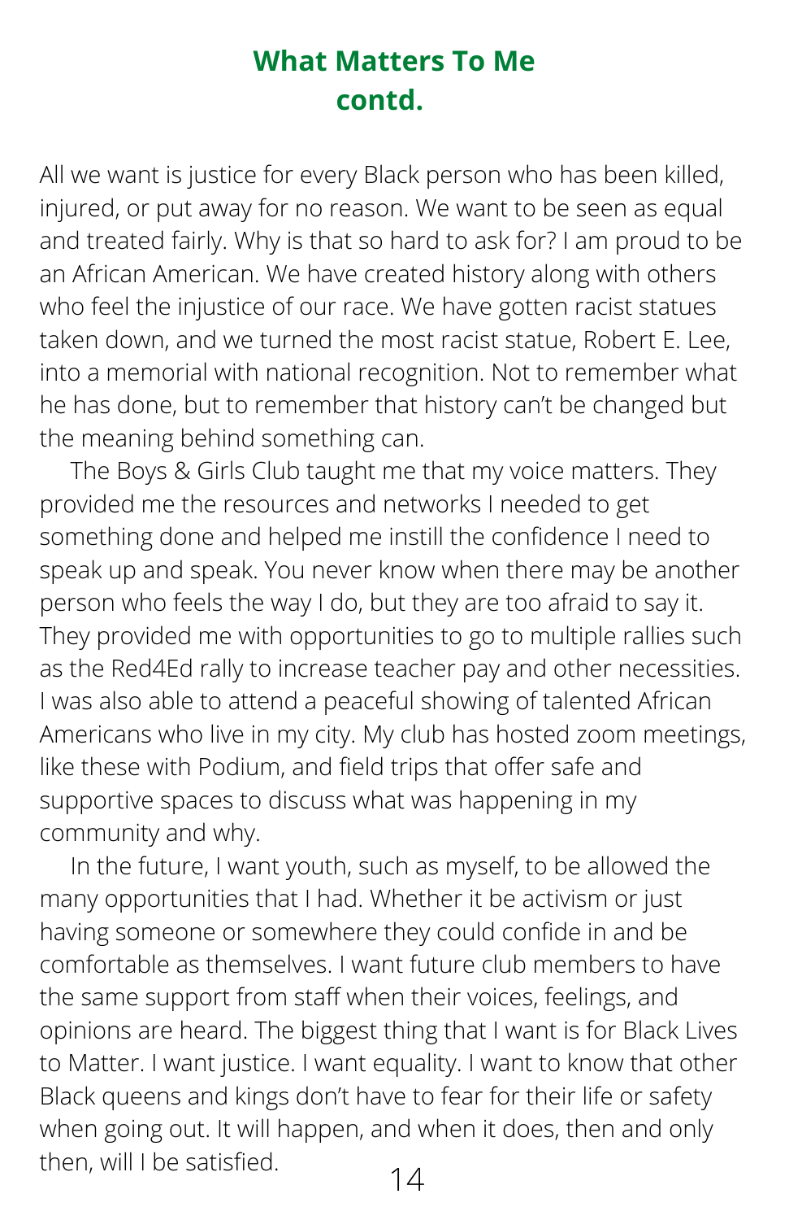## What Matters To Me contd.

All we want is justice for every Black person who has been killed, injured, or put away for no reason. We want to be seen as equal and treated fairly. Why is that so hard to ask for? I am proud to be an African American. We have created history along with others who feel the injustice of our race. We have gotten racist statues taken down, and we turned the most racist statue, Robert E. Lee, into a memorial with national recognition. Not to remember what he has done, but to remember that history can't be changed but the meaning behind something can.

The Boys & Girls Club taught me that my voice matters. They provided me the resources and networks I needed to get something done and helped me instill the confidence I need to speak up and speak. You never know when there may be another person who feels the way I do, but they are too afraid to say it. They provided me with opportunities to go to multiple rallies such as the Red4Ed rally to increase teacher pay and other necessities. I was also able to attend a peaceful showing of talented African Americans who live in my city. My club has hosted zoom meetings, like these with Podium, and field trips that offer safe and supportive spaces to discuss what was happening in my community and why.

In the future, I want youth, such as myself, to be allowed the many opportunities that I had. Whether it be activism or just having someone or somewhere they could confide in and be comfortable as themselves. I want future club members to have the same support from staff when their voices, feelings, and opinions are heard. The biggest thing that I want is for Black Lives to Matter. I want justice. I want equality. I want to know that other Black queens and kings don't have to fear for their life or safety when going out. It will happen, and when it does, then and only then, will I be satisfied.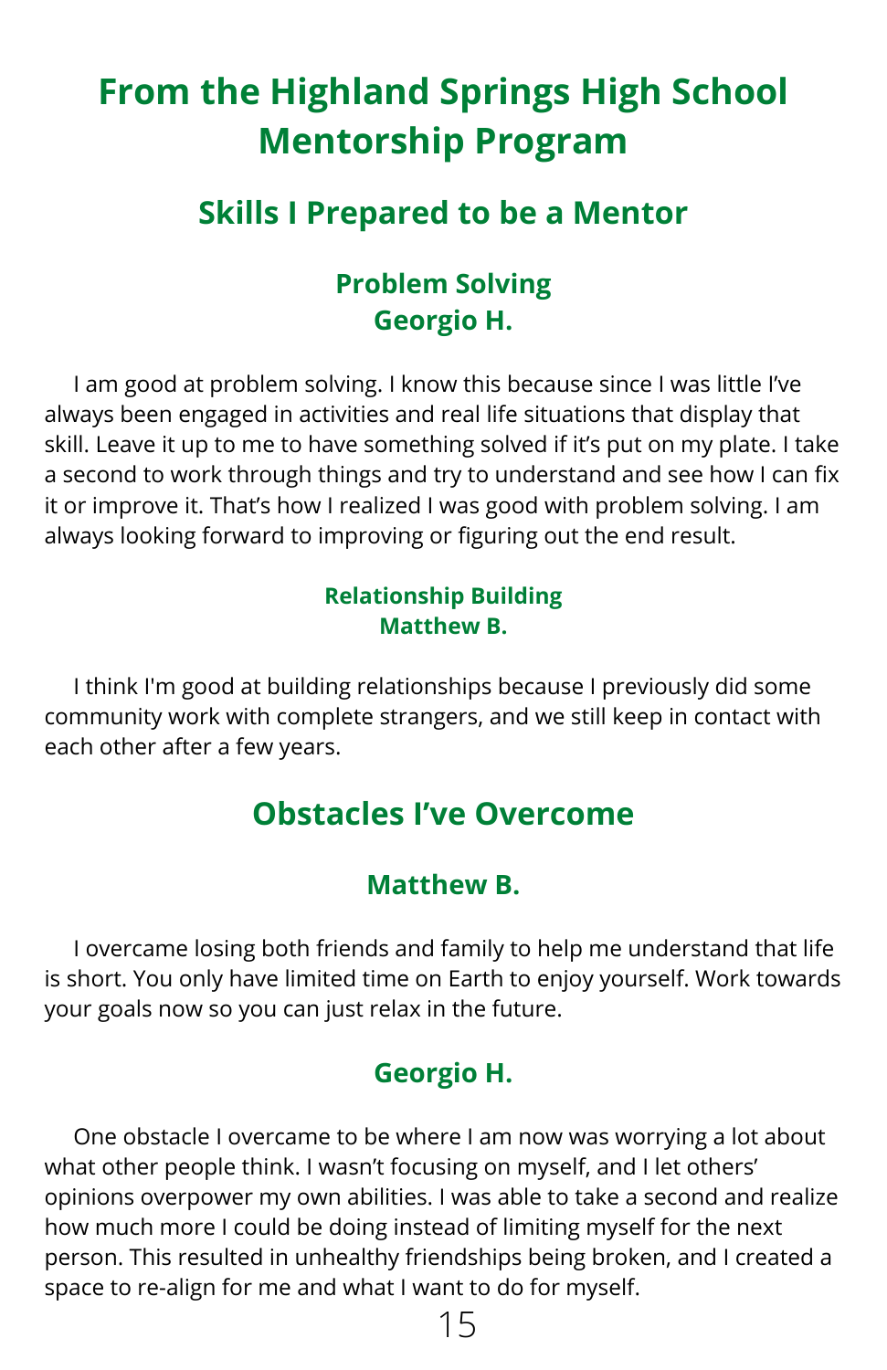# From the Highland Springs High School Mentorship Program

## Skills I Prepared to be a Mentor

### Problem Solving
### Georgio H.

I am good at problem solving. I know this because since I was little I've always been engaged in activities and real life situations that display that skill. Leave it up to me to have something solved if it's put on my plate. I take a second to work through things and try to understand and see how I can fix it or improve it. That's how I realized I was good with problem solving. I am always looking forward to improving or figuring out the end result.

#### Relationship Building
#### Matthew B.

I think I'm good at building relationships because I previously did some community work with complete strangers, and we still keep in contact with each other after a few years.

## Obstacles I've Overcome

### Matthew B.

I overcame losing both friends and family to help me understand that life is short. You only have limited time on Earth to enjoy yourself. Work towards your goals now so you can just relax in the future.

### Georgio H.

One obstacle I overcame to be where I am now was worrying a lot about what other people think. I wasn't focusing on myself, and I let others' opinions overpower my own abilities. I was able to take a second and realize how much more I could be doing instead of limiting myself for the next person. This resulted in unhealthy friendships being broken, and I created a space to re-align for me and what I want to do for myself.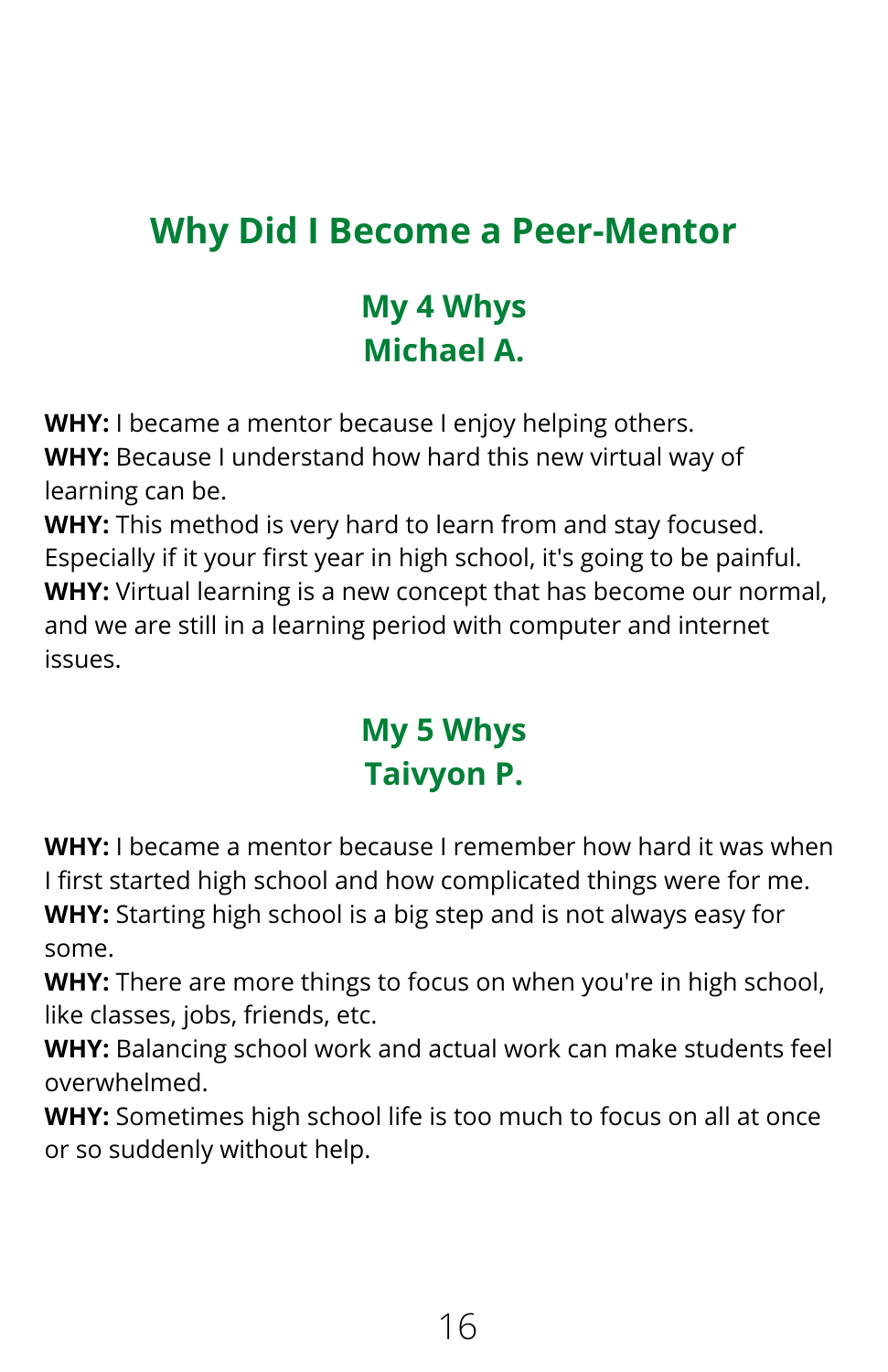# Why Did I Become a Peer-Mentor

## My 4 Whys
## Michael A.

**WHY:** I became a mentor because I enjoy helping others.
**WHY:** Because I understand how hard this new virtual way of learning can be.
**WHY:** This method is very hard to learn from and stay focused. Especially if it your first year in high school, it's going to be painful.
**WHY:** Virtual learning is a new concept that has become our normal, and we are still in a learning period with computer and internet issues.

## My 5 Whys
## Taivyon P.

**WHY:** I became a mentor because I remember how hard it was when I first started high school and how complicated things were for me.
**WHY:** Starting high school is a big step and is not always easy for some.
**WHY:** There are more things to focus on when you're in high school, like classes, jobs, friends, etc.
**WHY:** Balancing school work and actual work can make students feel overwhelmed.
**WHY:** Sometimes high school life is too much to focus on all at once or so suddenly without help.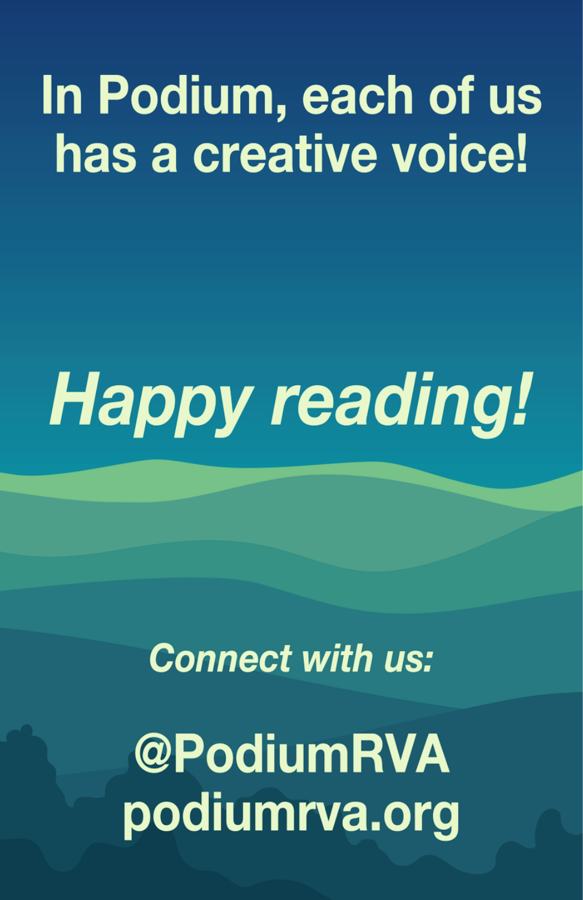# In Podium, each of us has a creative voice!

***Happy reading!***

*Connect with us:*

**@PodiumRVA**
**podiumrva.org**